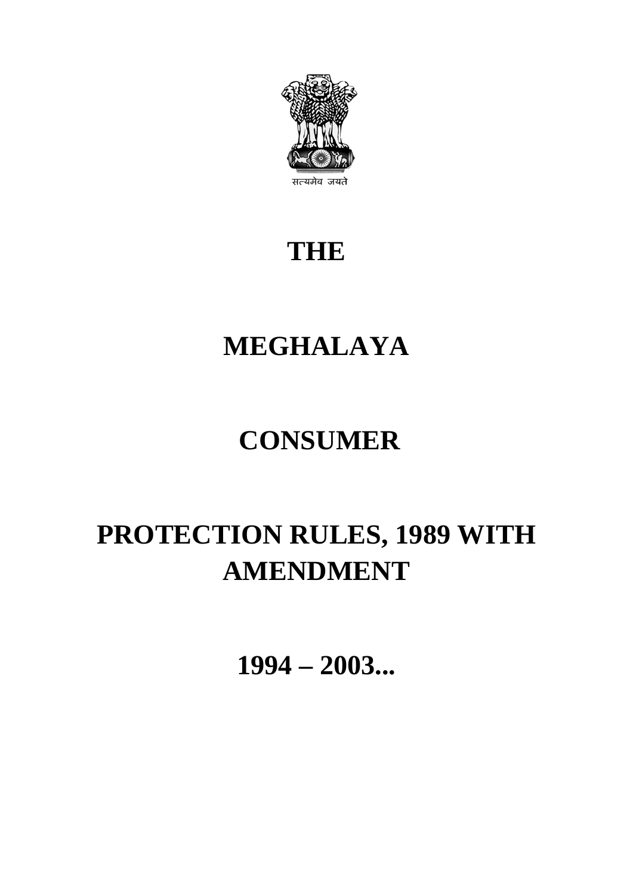सत्यमेव जयते

# THE

# MEGHALAYA

# CONSUMER

# PROTECTION RULES, 1989 WITH AMENDMENT

# 1994 – 2003...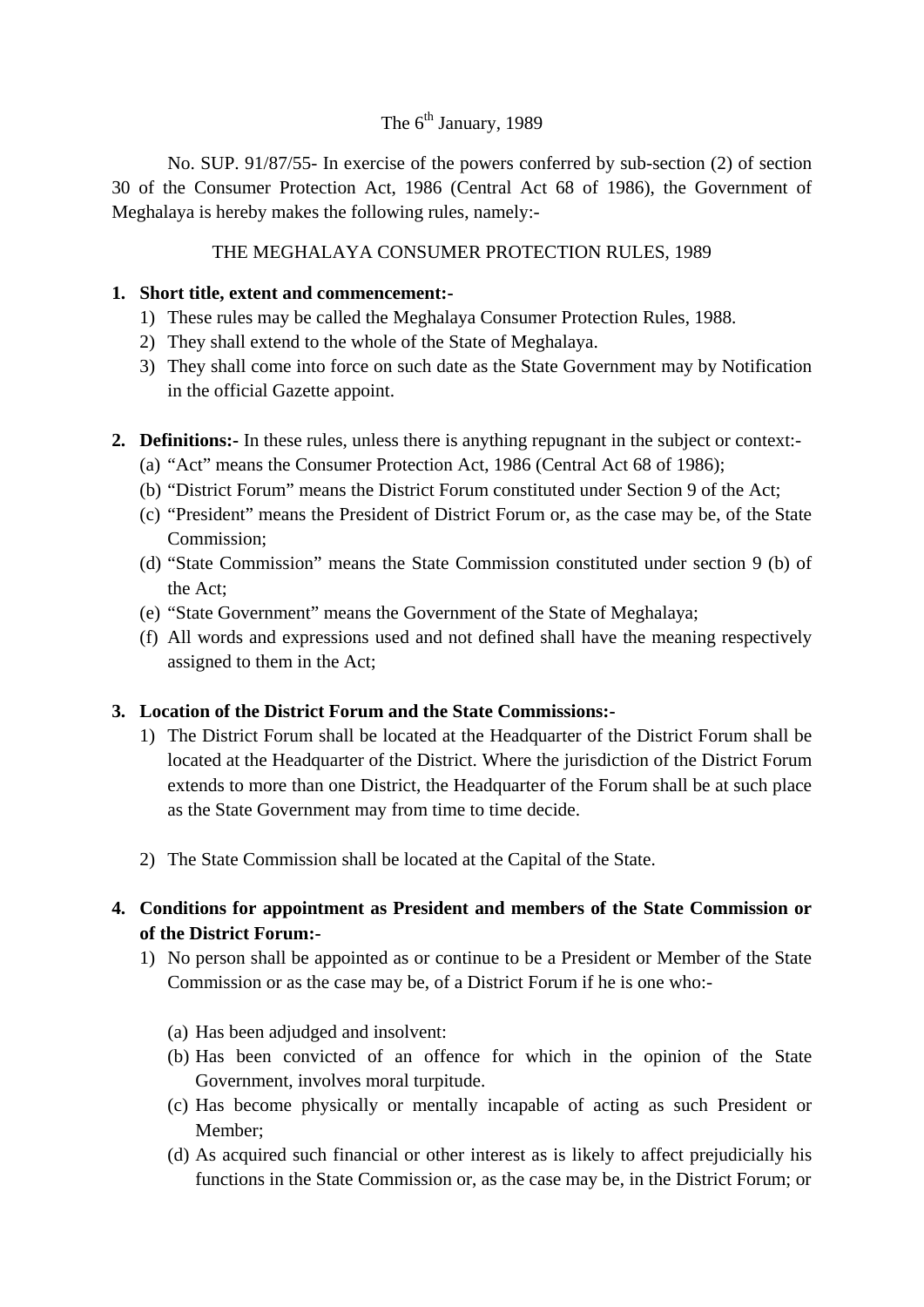The 6th January, 1989

No. SUP. 91/87/55- In exercise of the powers conferred by sub-section (2) of section 30 of the Consumer Protection Act, 1986 (Central Act 68 of 1986), the Government of Meghalaya is hereby makes the following rules, namely:-

THE MEGHALAYA CONSUMER PROTECTION RULES, 1989

**1. Short title, extent and commencement:-**

1) These rules may be called the Meghalaya Consumer Protection Rules, 1988.
2) They shall extend to the whole of the State of Meghalaya.
3) They shall come into force on such date as the State Government may by Notification in the official Gazette appoint.

**2. Definitions:-** In these rules, unless there is anything repugnant in the subject or context:-

(a) "Act" means the Consumer Protection Act, 1986 (Central Act 68 of 1986);
(b) "District Forum" means the District Forum constituted under Section 9 of the Act;
(c) "President" means the President of District Forum or, as the case may be, of the State Commission;
(d) "State Commission" means the State Commission constituted under section 9 (b) of the Act;
(e) "State Government" means the Government of the State of Meghalaya;
(f) All words and expressions used and not defined shall have the meaning respectively assigned to them in the Act;

**3. Location of the District Forum and the State Commissions:-**

1) The District Forum shall be located at the Headquarter of the District Forum shall be located at the Headquarter of the District. Where the jurisdiction of the District Forum extends to more than one District, the Headquarter of the Forum shall be at such place as the State Government may from time to time decide.

2) The State Commission shall be located at the Capital of the State.

**4. Conditions for appointment as President and members of the State Commission or of the District Forum:-**

1) No person shall be appointed as or continue to be a President or Member of the State Commission or as the case may be, of a District Forum if he is one who:-

(a) Has been adjudged and insolvent:
(b) Has been convicted of an offence for which in the opinion of the State Government, involves moral turpitude.
(c) Has become physically or mentally incapable of acting as such President or Member;
(d) As acquired such financial or other interest as is likely to affect prejudicially his functions in the State Commission or, as the case may be, in the District Forum; or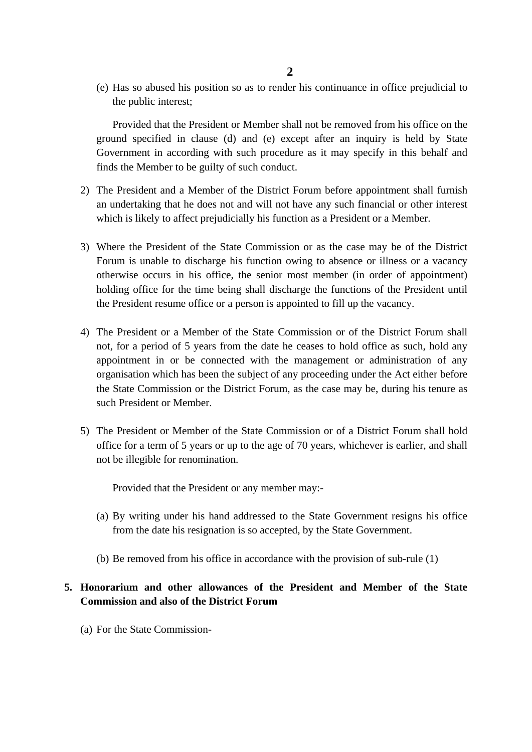(e) Has so abused his position so as to render his continuance in office prejudicial to the public interest;

Provided that the President or Member shall not be removed from his office on the ground specified in clause (d) and (e) except after an inquiry is held by State Government in according with such procedure as it may specify in this behalf and finds the Member to be guilty of such conduct.

2) The President and a Member of the District Forum before appointment shall furnish an undertaking that he does not and will not have any such financial or other interest which is likely to affect prejudicially his function as a President or a Member.

3) Where the President of the State Commission or as the case may be of the District Forum is unable to discharge his function owing to absence or illness or a vacancy otherwise occurs in his office, the senior most member (in order of appointment) holding office for the time being shall discharge the functions of the President until the President resume office or a person is appointed to fill up the vacancy.

4) The President or a Member of the State Commission or of the District Forum shall not, for a period of 5 years from the date he ceases to hold office as such, hold any appointment in or be connected with the management or administration of any organisation which has been the subject of any proceeding under the Act either before the State Commission or the District Forum, as the case may be, during his tenure as such President or Member.

5) The President or Member of the State Commission or of a District Forum shall hold office for a term of 5 years or up to the age of 70 years, whichever is earlier, and shall not be illegible for renomination.

Provided that the President or any member may:-

(a) By writing under his hand addressed to the State Government resigns his office from the date his resignation is so accepted, by the State Government.

(b) Be removed from his office in accordance with the provision of sub-rule (1)

**5. Honorarium and other allowances of the President and Member of the State Commission and also of the District Forum**

(a) For the State Commission-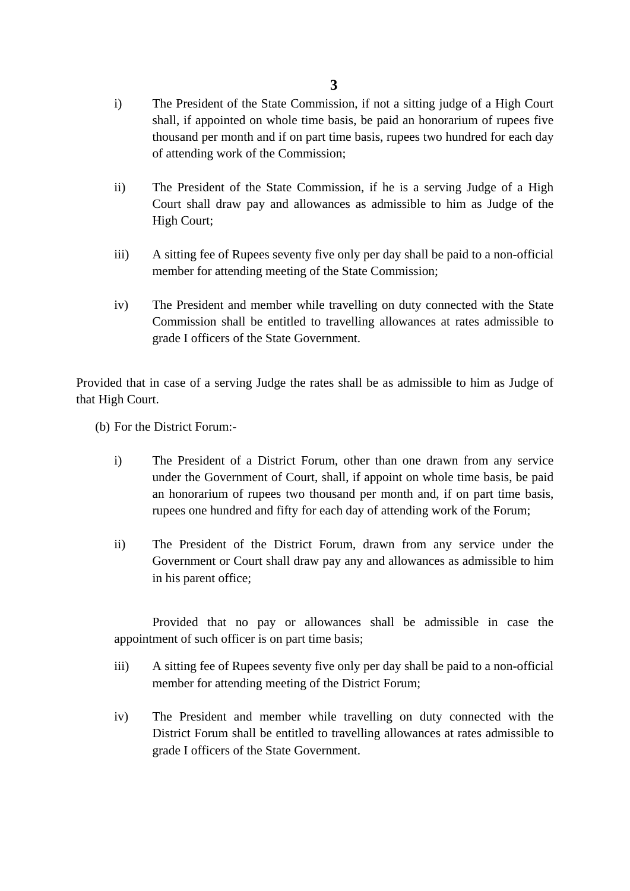i) The President of the State Commission, if not a sitting judge of a High Court shall, if appointed on whole time basis, be paid an honorarium of rupees five thousand per month and if on part time basis, rupees two hundred for each day of attending work of the Commission;

ii) The President of the State Commission, if he is a serving Judge of a High Court shall draw pay and allowances as admissible to him as Judge of the High Court;

iii) A sitting fee of Rupees seventy five only per day shall be paid to a non-official member for attending meeting of the State Commission;

iv) The President and member while travelling on duty connected with the State Commission shall be entitled to travelling allowances at rates admissible to grade I officers of the State Government.

Provided that in case of a serving Judge the rates shall be as admissible to him as Judge of that High Court.

(b) For the District Forum:-

i) The President of a District Forum, other than one drawn from any service under the Government of Court, shall, if appoint on whole time basis, be paid an honorarium of rupees two thousand per month and, if on part time basis, rupees one hundred and fifty for each day of attending work of the Forum;

ii) The President of the District Forum, drawn from any service under the Government or Court shall draw pay any and allowances as admissible to him in his parent office;

Provided that no pay or allowances shall be admissible in case the appointment of such officer is on part time basis;

iii) A sitting fee of Rupees seventy five only per day shall be paid to a non-official member for attending meeting of the District Forum;

iv) The President and member while travelling on duty connected with the District Forum shall be entitled to travelling allowances at rates admissible to grade I officers of the State Government.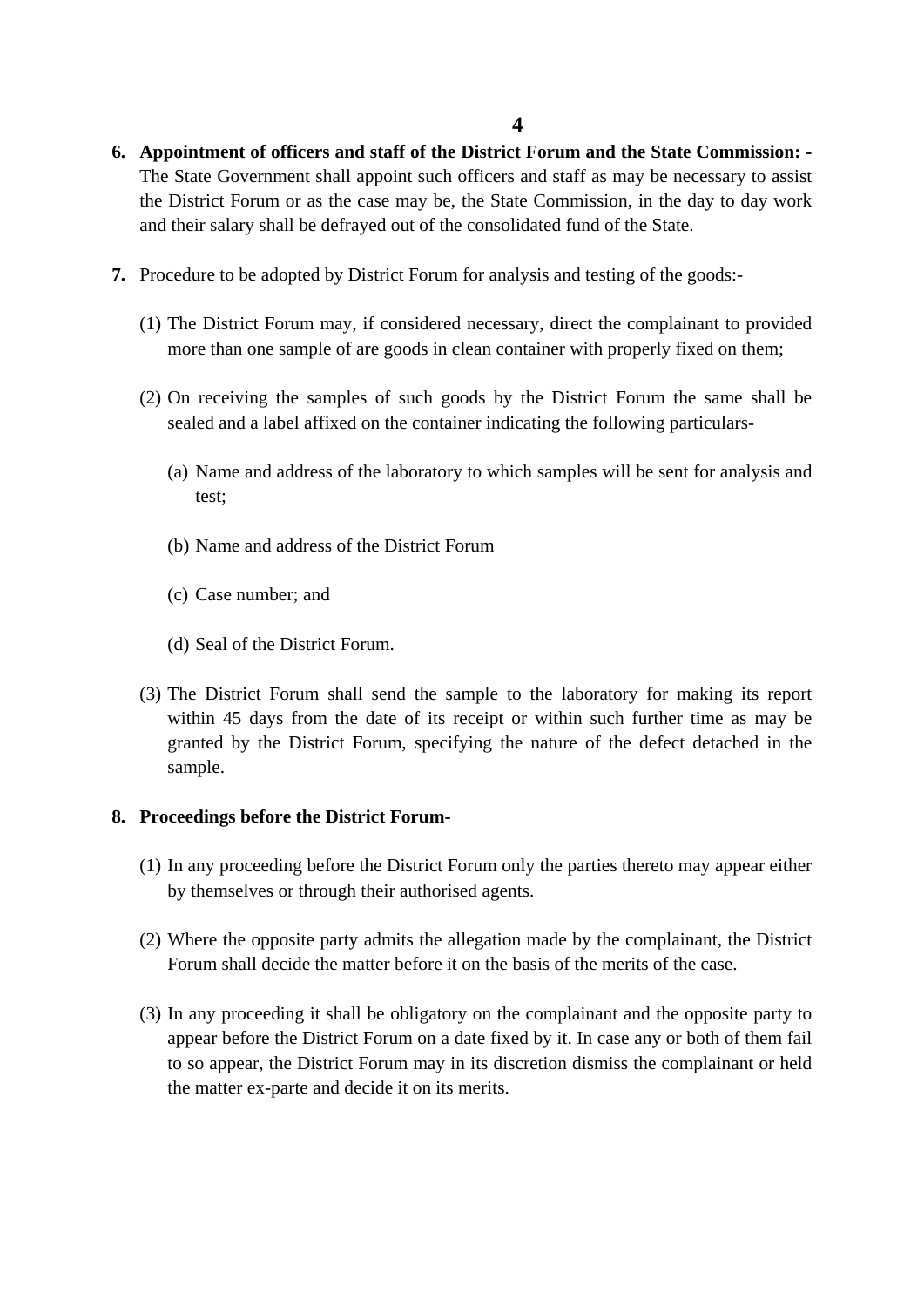**6. Appointment of officers and staff of the District Forum and the State Commission: -** The State Government shall appoint such officers and staff as may be necessary to assist the District Forum or as the case may be, the State Commission, in the day to day work and their salary shall be defrayed out of the consolidated fund of the State.

**7.** Procedure to be adopted by District Forum for analysis and testing of the goods:-

(1) The District Forum may, if considered necessary, direct the complainant to provided more than one sample of are goods in clean container with properly fixed on them;

(2) On receiving the samples of such goods by the District Forum the same shall be sealed and a label affixed on the container indicating the following particulars-

(a) Name and address of the laboratory to which samples will be sent for analysis and test;

(b) Name and address of the District Forum

(c) Case number; and

(d) Seal of the District Forum.

(3) The District Forum shall send the sample to the laboratory for making its report within 45 days from the date of its receipt or within such further time as may be granted by the District Forum, specifying the nature of the defect detached in the sample.

**8. Proceedings before the District Forum-**

(1) In any proceeding before the District Forum only the parties thereto may appear either by themselves or through their authorised agents.

(2) Where the opposite party admits the allegation made by the complainant, the District Forum shall decide the matter before it on the basis of the merits of the case.

(3) In any proceeding it shall be obligatory on the complainant and the opposite party to appear before the District Forum on a date fixed by it. In case any or both of them fail to so appear, the District Forum may in its discretion dismiss the complainant or held the matter ex-parte and decide it on its merits.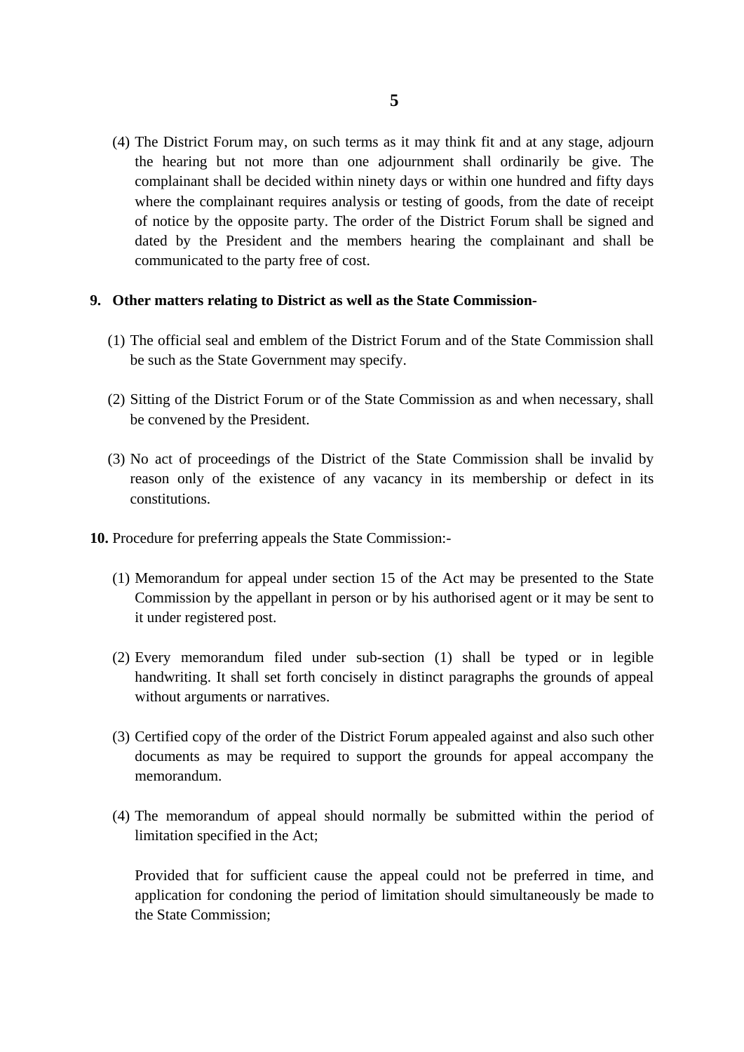(4) The District Forum may, on such terms as it may think fit and at any stage, adjourn the hearing but not more than one adjournment shall ordinarily be give. The complainant shall be decided within ninety days or within one hundred and fifty days where the complainant requires analysis or testing of goods, from the date of receipt of notice by the opposite party. The order of the District Forum shall be signed and dated by the President and the members hearing the complainant and shall be communicated to the party free of cost.

**9. Other matters relating to District as well as the State Commission-**

(1) The official seal and emblem of the District Forum and of the State Commission shall be such as the State Government may specify.

(2) Sitting of the District Forum or of the State Commission as and when necessary, shall be convened by the President.

(3) No act of proceedings of the District of the State Commission shall be invalid by reason only of the existence of any vacancy in its membership or defect in its constitutions.

**10.** Procedure for preferring appeals the State Commission:-

(1) Memorandum for appeal under section 15 of the Act may be presented to the State Commission by the appellant in person or by his authorised agent or it may be sent to it under registered post.

(2) Every memorandum filed under sub-section (1) shall be typed or in legible handwriting. It shall set forth concisely in distinct paragraphs the grounds of appeal without arguments or narratives.

(3) Certified copy of the order of the District Forum appealed against and also such other documents as may be required to support the grounds for appeal accompany the memorandum.

(4) The memorandum of appeal should normally be submitted within the period of limitation specified in the Act;

Provided that for sufficient cause the appeal could not be preferred in time, and application for condoning the period of limitation should simultaneously be made to the State Commission;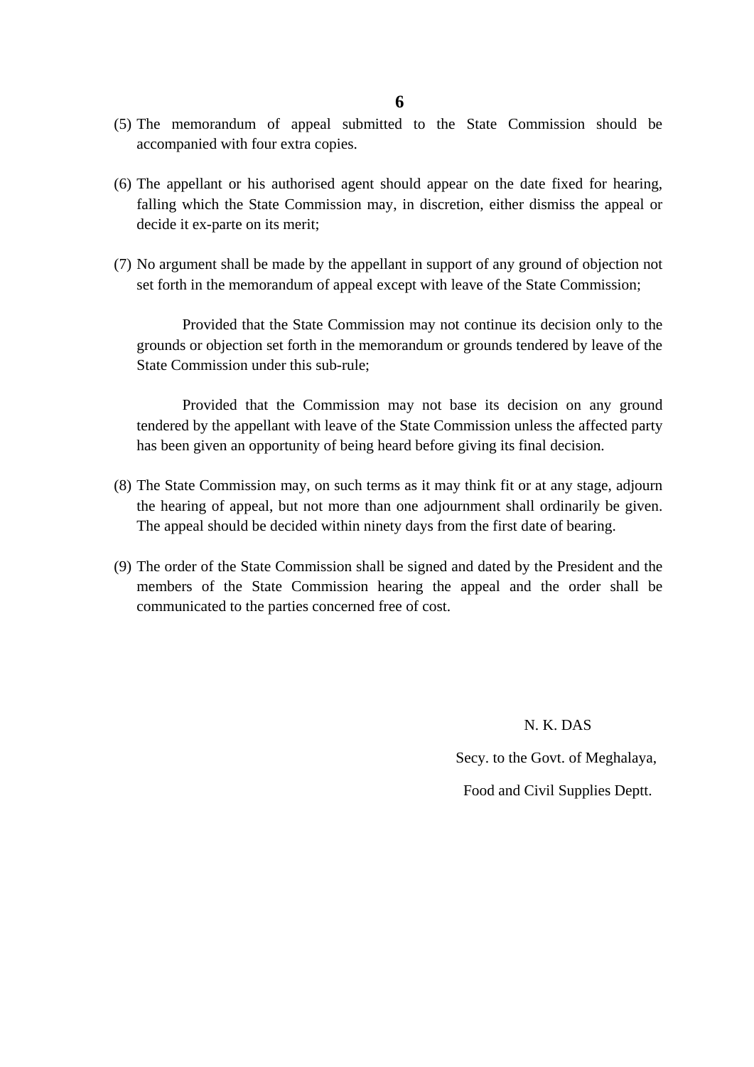(5) The memorandum of appeal submitted to the State Commission should be accompanied with four extra copies.

(6) The appellant or his authorised agent should appear on the date fixed for hearing, falling which the State Commission may, in discretion, either dismiss the appeal or decide it ex-parte on its merit;

(7) No argument shall be made by the appellant in support of any ground of objection not set forth in the memorandum of appeal except with leave of the State Commission;

Provided that the State Commission may not continue its decision only to the grounds or objection set forth in the memorandum or grounds tendered by leave of the State Commission under this sub-rule;

Provided that the Commission may not base its decision on any ground tendered by the appellant with leave of the State Commission unless the affected party has been given an opportunity of being heard before giving its final decision.

(8) The State Commission may, on such terms as it may think fit or at any stage, adjourn the hearing of appeal, but not more than one adjournment shall ordinarily be given. The appeal should be decided within ninety days from the first date of bearing.

(9) The order of the State Commission shall be signed and dated by the President and the members of the State Commission hearing the appeal and the order shall be communicated to the parties concerned free of cost.

N. K. DAS

Secy. to the Govt. of Meghalaya,

Food and Civil Supplies Deptt.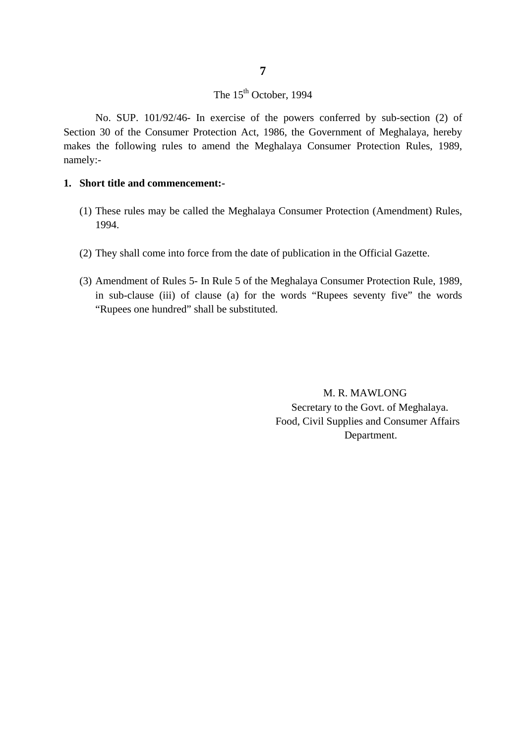**7**

The 15th October, 1994

No. SUP. 101/92/46- In exercise of the powers conferred by sub-section (2) of Section 30 of the Consumer Protection Act, 1986, the Government of Meghalaya, hereby makes the following rules to amend the Meghalaya Consumer Protection Rules, 1989, namely:-

**1. Short title and commencement:-**

(1) These rules may be called the Meghalaya Consumer Protection (Amendment) Rules, 1994.

(2) They shall come into force from the date of publication in the Official Gazette.

(3) Amendment of Rules 5- In Rule 5 of the Meghalaya Consumer Protection Rule, 1989, in sub-clause (iii) of clause (a) for the words “Rupees seventy five” the words “Rupees one hundred” shall be substituted.

M. R. MAWLONG
Secretary to the Govt. of Meghalaya.
Food, Civil Supplies and Consumer Affairs
Department.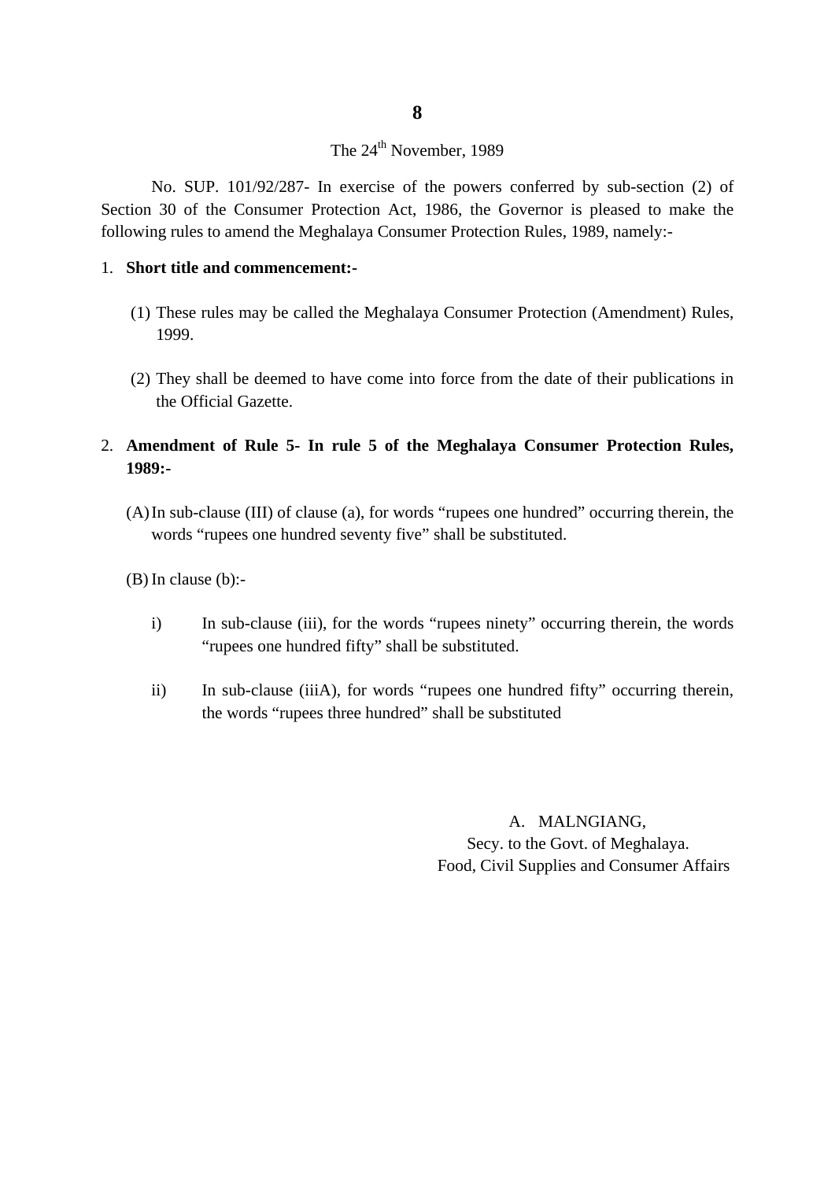The 24th November, 1989

No. SUP. 101/92/287- In exercise of the powers conferred by sub-section (2) of Section 30 of the Consumer Protection Act, 1986, the Governor is pleased to make the following rules to amend the Meghalaya Consumer Protection Rules, 1989, namely:-

1. **Short title and commencement:-**

   (1) These rules may be called the Meghalaya Consumer Protection (Amendment) Rules, 1999.

   (2) They shall be deemed to have come into force from the date of their publications in the Official Gazette.

2. **Amendment of Rule 5- In rule 5 of the Meghalaya Consumer Protection Rules, 1989:-**

   (A) In sub-clause (III) of clause (a), for words "rupees one hundred" occurring therein, the words "rupees one hundred seventy five" shall be substituted.

   (B) In clause (b):-

   i) In sub-clause (iii), for the words "rupees ninety" occurring therein, the words "rupees one hundred fifty" shall be substituted.

   ii) In sub-clause (iiiA), for words "rupees one hundred fifty" occurring therein, the words "rupees three hundred" shall be substituted

A. MALNGIANG,
Secy. to the Govt. of Meghalaya.
Food, Civil Supplies and Consumer Affairs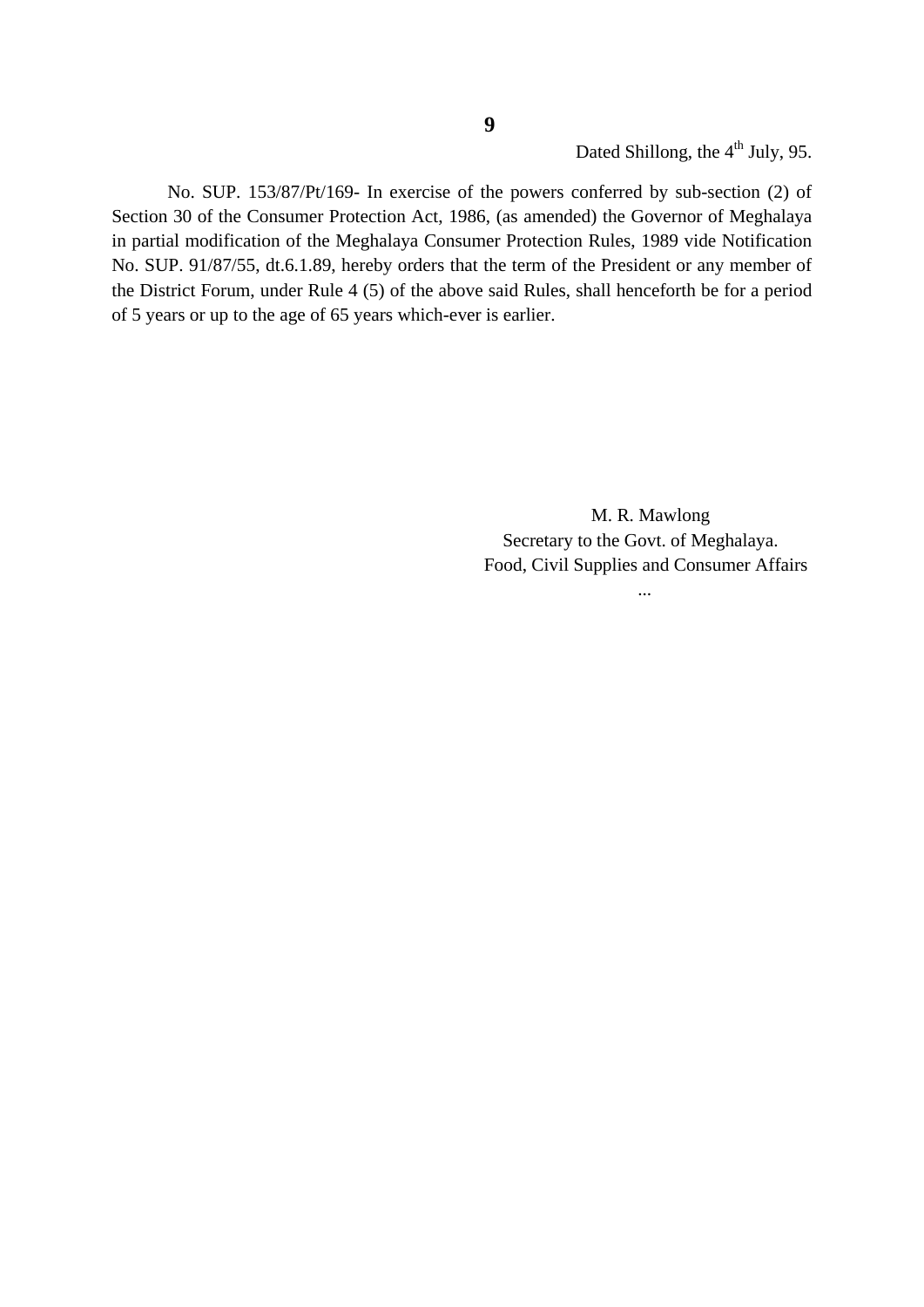Dated Shillong, the 4th July, 95.

No. SUP. 153/87/Pt/169- In exercise of the powers conferred by sub-section (2) of Section 30 of the Consumer Protection Act, 1986, (as amended) the Governor of Meghalaya in partial modification of the Meghalaya Consumer Protection Rules, 1989 vide Notification No. SUP. 91/87/55, dt.6.1.89, hereby orders that the term of the President or any member of the District Forum, under Rule 4 (5) of the above said Rules, shall henceforth be for a period of 5 years or up to the age of 65 years which-ever is earlier.

M. R. Mawlong
Secretary to the Govt. of Meghalaya.
Food, Civil Supplies and Consumer Affairs

...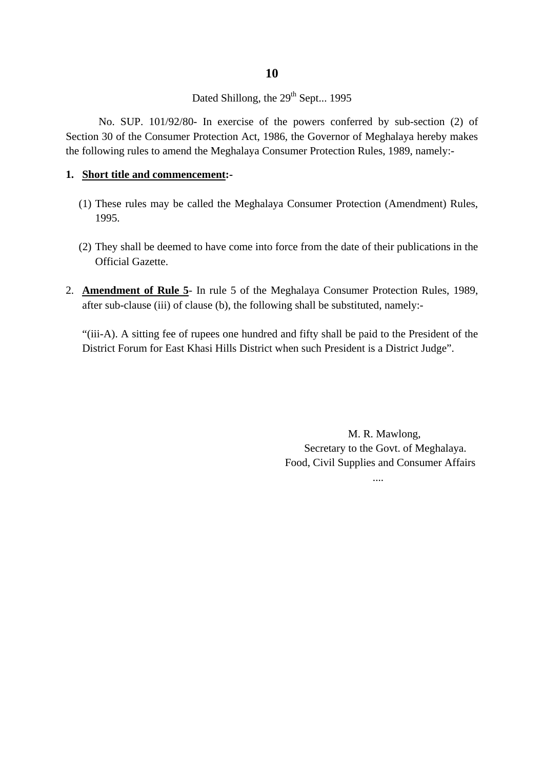Dated Shillong, the 29th Sept... 1995

No. SUP. 101/92/80- In exercise of the powers conferred by sub-section (2) of Section 30 of the Consumer Protection Act, 1986, the Governor of Meghalaya hereby makes the following rules to amend the Meghalaya Consumer Protection Rules, 1989, namely:-

1. **Short title and commencement:-**

   (1) These rules may be called the Meghalaya Consumer Protection (Amendment) Rules, 1995.

   (2) They shall be deemed to have come into force from the date of their publications in the Official Gazette.

2. **Amendment of Rule 5**- In rule 5 of the Meghalaya Consumer Protection Rules, 1989, after sub-clause (iii) of clause (b), the following shall be substituted, namely:-

   "(iii-A). A sitting fee of rupees one hundred and fifty shall be paid to the President of the District Forum for East Khasi Hills District when such President is a District Judge".

M. R. Mawlong,
Secretary to the Govt. of Meghalaya.
Food, Civil Supplies and Consumer Affairs

....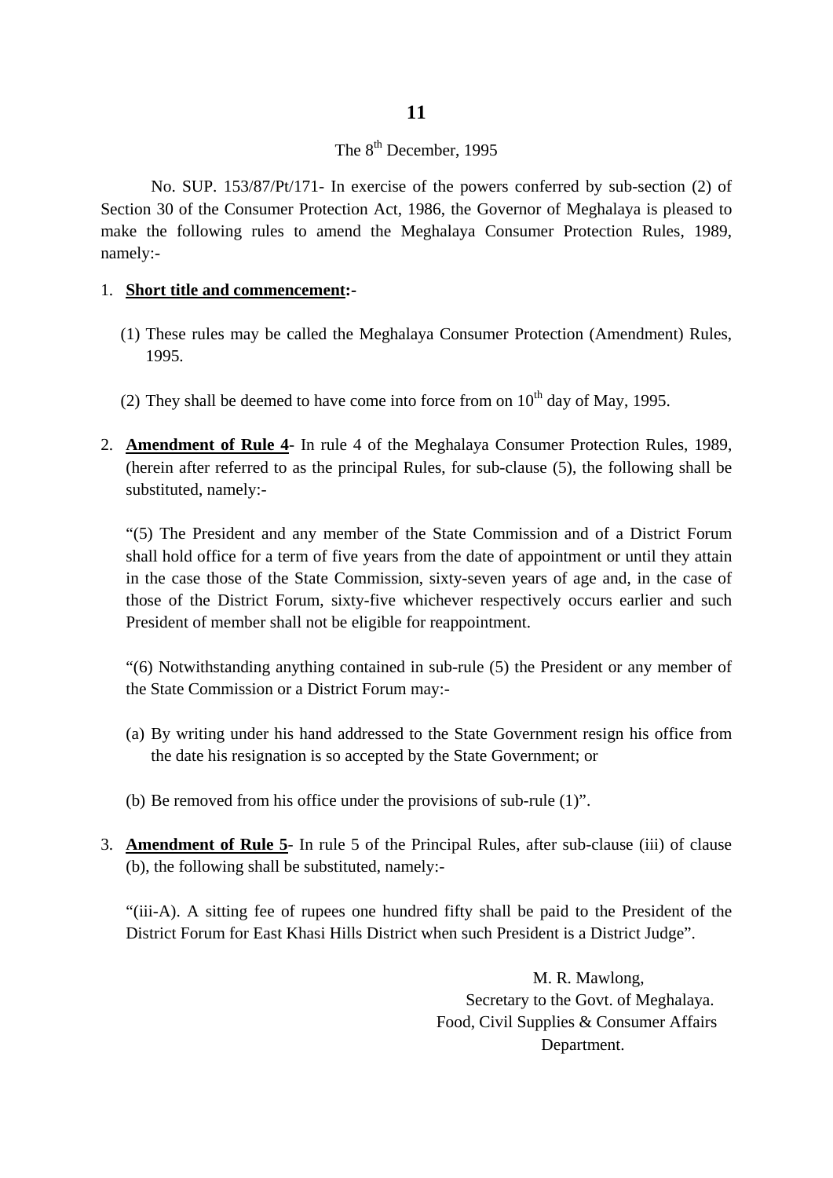**11**

The 8th December, 1995

No. SUP. 153/87/Pt/171- In exercise of the powers conferred by sub-section (2) of Section 30 of the Consumer Protection Act, 1986, the Governor of Meghalaya is pleased to make the following rules to amend the Meghalaya Consumer Protection Rules, 1989, namely:-

1. **Short title and commencement:-**

   (1) These rules may be called the Meghalaya Consumer Protection (Amendment) Rules, 1995.

   (2) They shall be deemed to have come into force from on 10th day of May, 1995.

2. **Amendment of Rule 4**- In rule 4 of the Meghalaya Consumer Protection Rules, 1989, (herein after referred to as the principal Rules, for sub-clause (5), the following shall be substituted, namely:-

   "(5) The President and any member of the State Commission and of a District Forum shall hold office for a term of five years from the date of appointment or until they attain in the case those of the State Commission, sixty-seven years of age and, in the case of those of the District Forum, sixty-five whichever respectively occurs earlier and such President of member shall not be eligible for reappointment.

   "(6) Notwithstanding anything contained in sub-rule (5) the President or any member of the State Commission or a District Forum may:-

   (a) By writing under his hand addressed to the State Government resign his office from the date his resignation is so accepted by the State Government; or

   (b) Be removed from his office under the provisions of sub-rule (1)".

3. **Amendment of Rule 5**- In rule 5 of the Principal Rules, after sub-clause (iii) of clause (b), the following shall be substituted, namely:-

   "(iii-A). A sitting fee of rupees one hundred fifty shall be paid to the President of the District Forum for East Khasi Hills District when such President is a District Judge".

M. R. Mawlong,
Secretary to the Govt. of Meghalaya.
Food, Civil Supplies & Consumer Affairs
Department.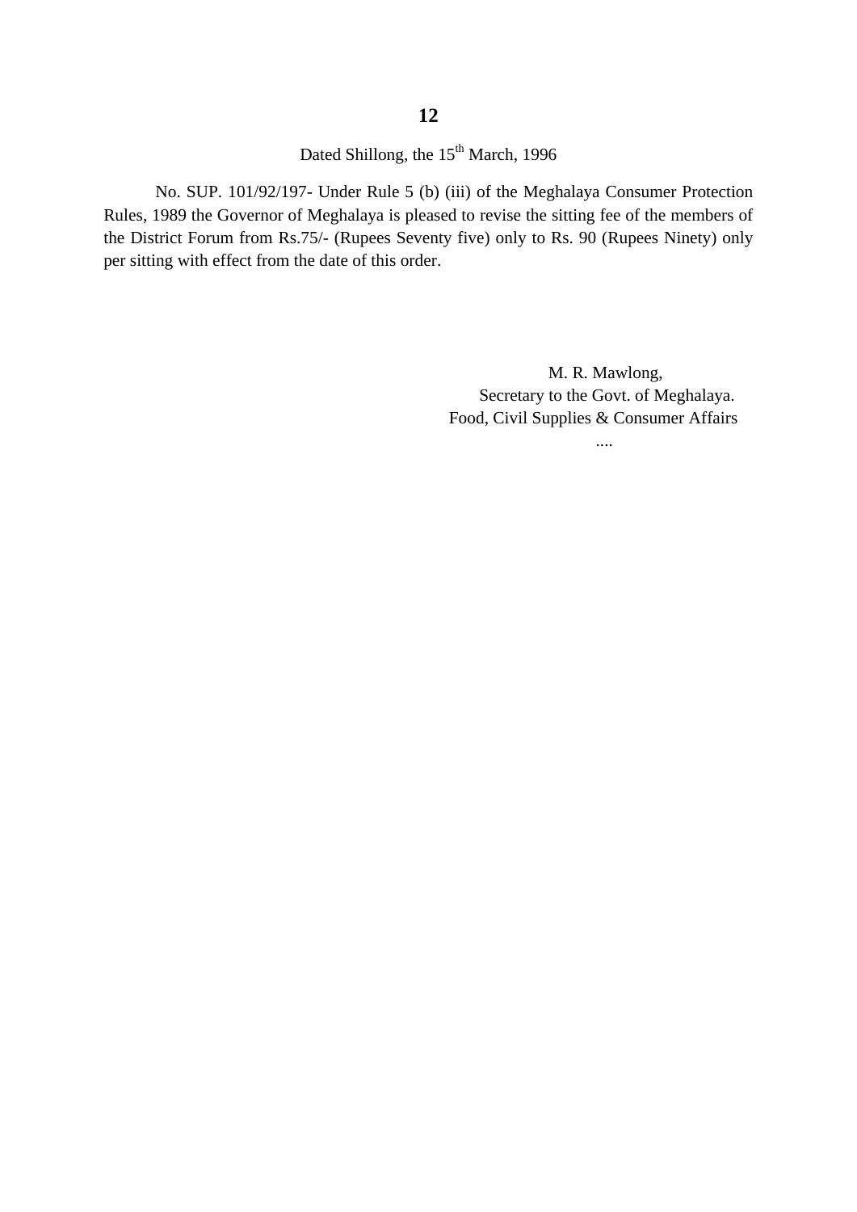**12**

Dated Shillong, the 15th March, 1996

No. SUP. 101/92/197- Under Rule 5 (b) (iii) of the Meghalaya Consumer Protection Rules, 1989 the Governor of Meghalaya is pleased to revise the sitting fee of the members of the District Forum from Rs.75/- (Rupees Seventy five) only to Rs. 90 (Rupees Ninety) only per sitting with effect from the date of this order.

M. R. Mawlong,
Secretary to the Govt. of Meghalaya.
Food, Civil Supplies & Consumer Affairs

....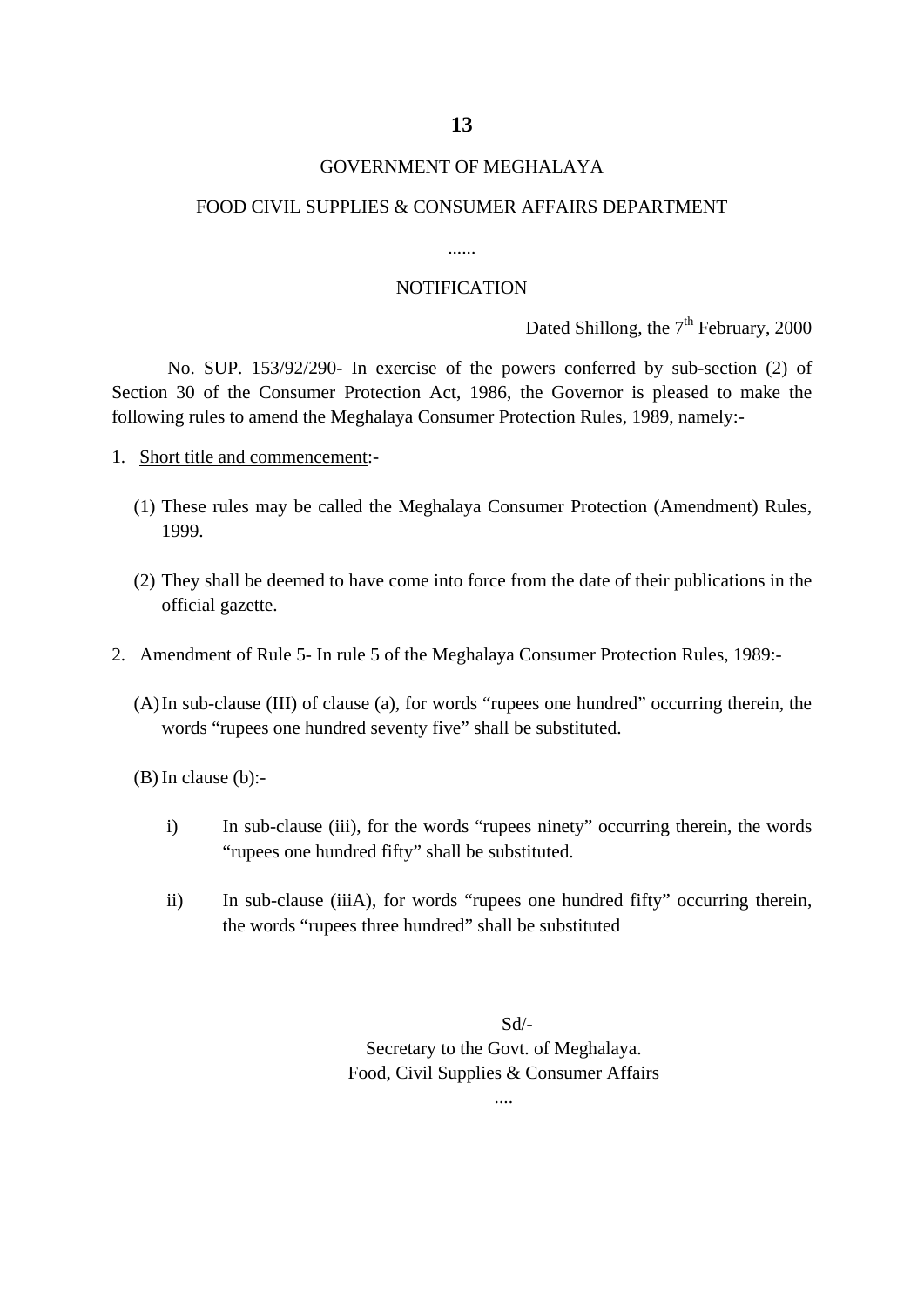GOVERNMENT OF MEGHALAYA

FOOD CIVIL SUPPLIES & CONSUMER AFFAIRS DEPARTMENT

......

NOTIFICATION

Dated Shillong, the 7th February, 2000

No. SUP. 153/92/290- In exercise of the powers conferred by sub-section (2) of Section 30 of the Consumer Protection Act, 1986, the Governor is pleased to make the following rules to amend the Meghalaya Consumer Protection Rules, 1989, namely:-

1. Short title and commencement:-

   (1) These rules may be called the Meghalaya Consumer Protection (Amendment) Rules, 1999.

   (2) They shall be deemed to have come into force from the date of their publications in the official gazette.

2. Amendment of Rule 5- In rule 5 of the Meghalaya Consumer Protection Rules, 1989:-

   (A) In sub-clause (III) of clause (a), for words "rupees one hundred" occurring therein, the words "rupees one hundred seventy five" shall be substituted.

   (B) In clause (b):-

      i) In sub-clause (iii), for the words "rupees ninety" occurring therein, the words "rupees one hundred fifty" shall be substituted.

      ii) In sub-clause (iiiA), for words "rupees one hundred fifty" occurring therein, the words "rupees three hundred" shall be substituted

Sd/-
Secretary to the Govt. of Meghalaya.
Food, Civil Supplies & Consumer Affairs

....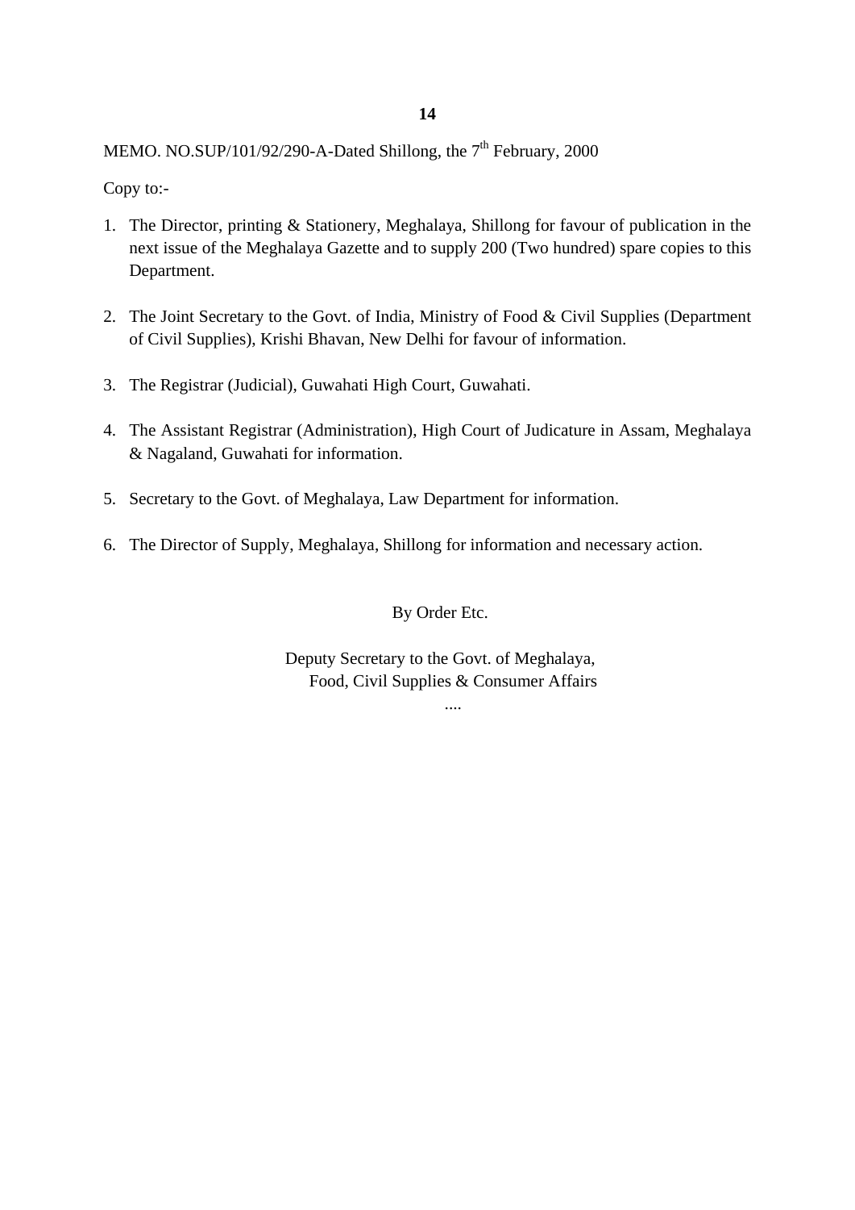MEMO. NO.SUP/101/92/290-A-Dated Shillong, the 7th February, 2000

Copy to:-

1. The Director, printing & Stationery, Meghalaya, Shillong for favour of publication in the next issue of the Meghalaya Gazette and to supply 200 (Two hundred) spare copies to this Department.

2. The Joint Secretary to the Govt. of India, Ministry of Food & Civil Supplies (Department of Civil Supplies), Krishi Bhavan, New Delhi for favour of information.

3. The Registrar (Judicial), Guwahati High Court, Guwahati.

4. The Assistant Registrar (Administration), High Court of Judicature in Assam, Meghalaya & Nagaland, Guwahati for information.

5. Secretary to the Govt. of Meghalaya, Law Department for information.

6. The Director of Supply, Meghalaya, Shillong for information and necessary action.

By Order Etc.

Deputy Secretary to the Govt. of Meghalaya,
Food, Civil Supplies & Consumer Affairs

....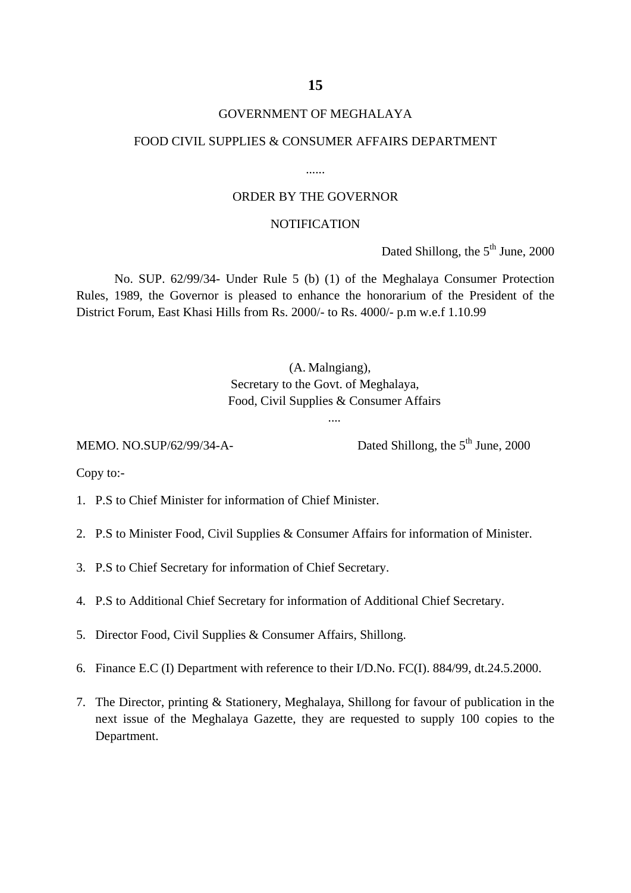**15**

GOVERNMENT OF MEGHALAYA

FOOD CIVIL SUPPLIES & CONSUMER AFFAIRS DEPARTMENT

......

ORDER BY THE GOVERNOR

NOTIFICATION

Dated Shillong, the 5th June, 2000

No. SUP. 62/99/34- Under Rule 5 (b) (1) of the Meghalaya Consumer Protection Rules, 1989, the Governor is pleased to enhance the honorarium of the President of the District Forum, East Khasi Hills from Rs. 2000/- to Rs. 4000/- p.m w.e.f 1.10.99

(A. Malngiang),
Secretary to the Govt. of Meghalaya,
Food, Civil Supplies & Consumer Affairs

....

MEMO. NO.SUP/62/99/34-A- Dated Shillong, the 5th June, 2000

Copy to:-

1. P.S to Chief Minister for information of Chief Minister.
2. P.S to Minister Food, Civil Supplies & Consumer Affairs for information of Minister.
3. P.S to Chief Secretary for information of Chief Secretary.
4. P.S to Additional Chief Secretary for information of Additional Chief Secretary.
5. Director Food, Civil Supplies & Consumer Affairs, Shillong.
6. Finance E.C (I) Department with reference to their I/D.No. FC(I). 884/99, dt.24.5.2000.
7. The Director, printing & Stationery, Meghalaya, Shillong for favour of publication in the next issue of the Meghalaya Gazette, they are requested to supply 100 copies to the Department.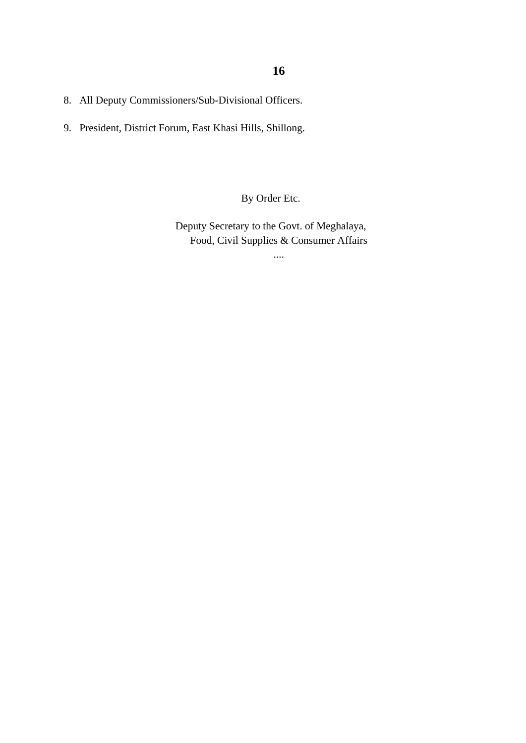8. All Deputy Commissioners/Sub-Divisional Officers.

9. President, District Forum, East Khasi Hills, Shillong.

By Order Etc.

Deputy Secretary to the Govt. of Meghalaya,
Food, Civil Supplies & Consumer Affairs

....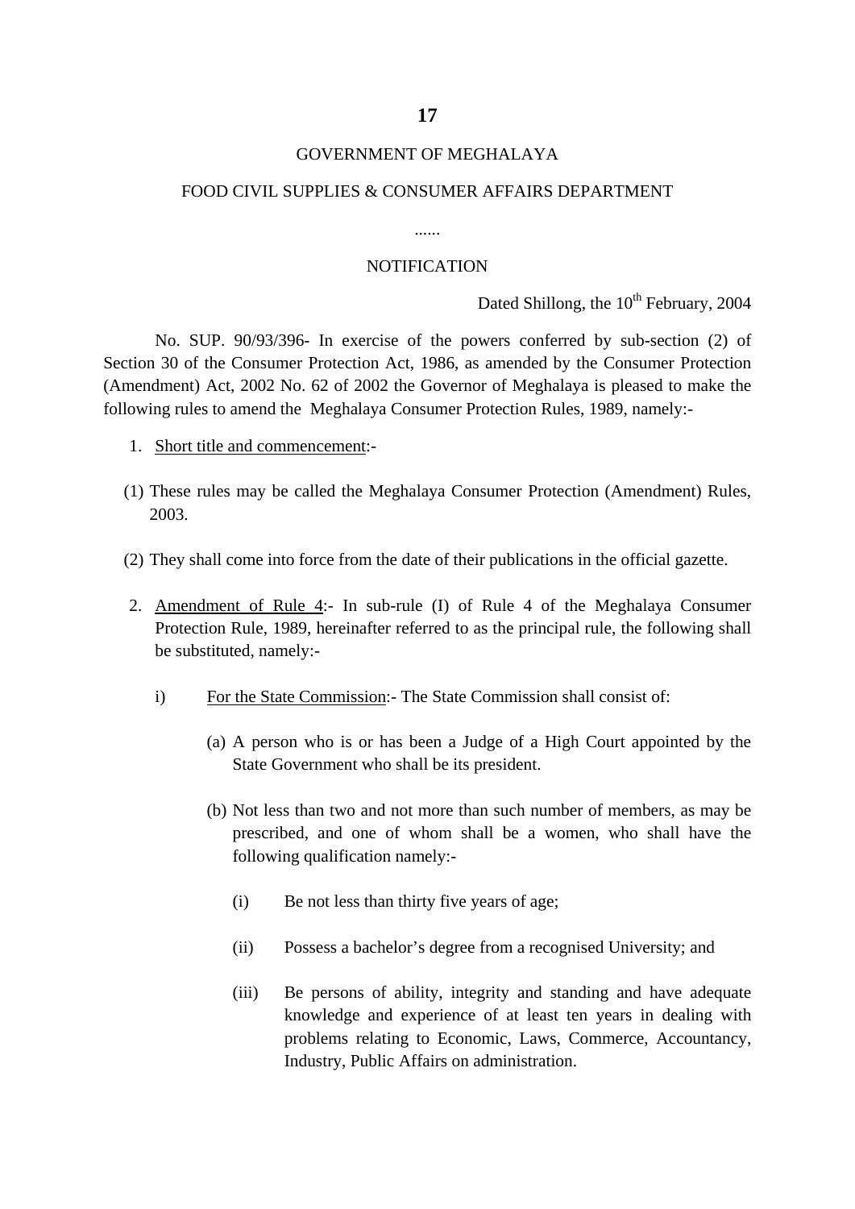GOVERNMENT OF MEGHALAYA

FOOD CIVIL SUPPLIES & CONSUMER AFFAIRS DEPARTMENT

......

NOTIFICATION

Dated Shillong, the 10th February, 2004

No. SUP. 90/93/396- In exercise of the powers conferred by sub-section (2) of Section 30 of the Consumer Protection Act, 1986, as amended by the Consumer Protection (Amendment) Act, 2002 No. 62 of 2002 the Governor of Meghalaya is pleased to make the following rules to amend the Meghalaya Consumer Protection Rules, 1989, namely:-

1. Short title and commencement:-

(1) These rules may be called the Meghalaya Consumer Protection (Amendment) Rules, 2003.

(2) They shall come into force from the date of their publications in the official gazette.

2. Amendment of Rule 4:- In sub-rule (I) of Rule 4 of the Meghalaya Consumer Protection Rule, 1989, hereinafter referred to as the principal rule, the following shall be substituted, namely:-

   i) For the State Commission:- The State Commission shall consist of:

      (a) A person who is or has been a Judge of a High Court appointed by the State Government who shall be its president.

      (b) Not less than two and not more than such number of members, as may be prescribed, and one of whom shall be a women, who shall have the following qualification namely:-

         (i) Be not less than thirty five years of age;

         (ii) Possess a bachelor's degree from a recognised University; and

         (iii) Be persons of ability, integrity and standing and have adequate knowledge and experience of at least ten years in dealing with problems relating to Economic, Laws, Commerce, Accountancy, Industry, Public Affairs on administration.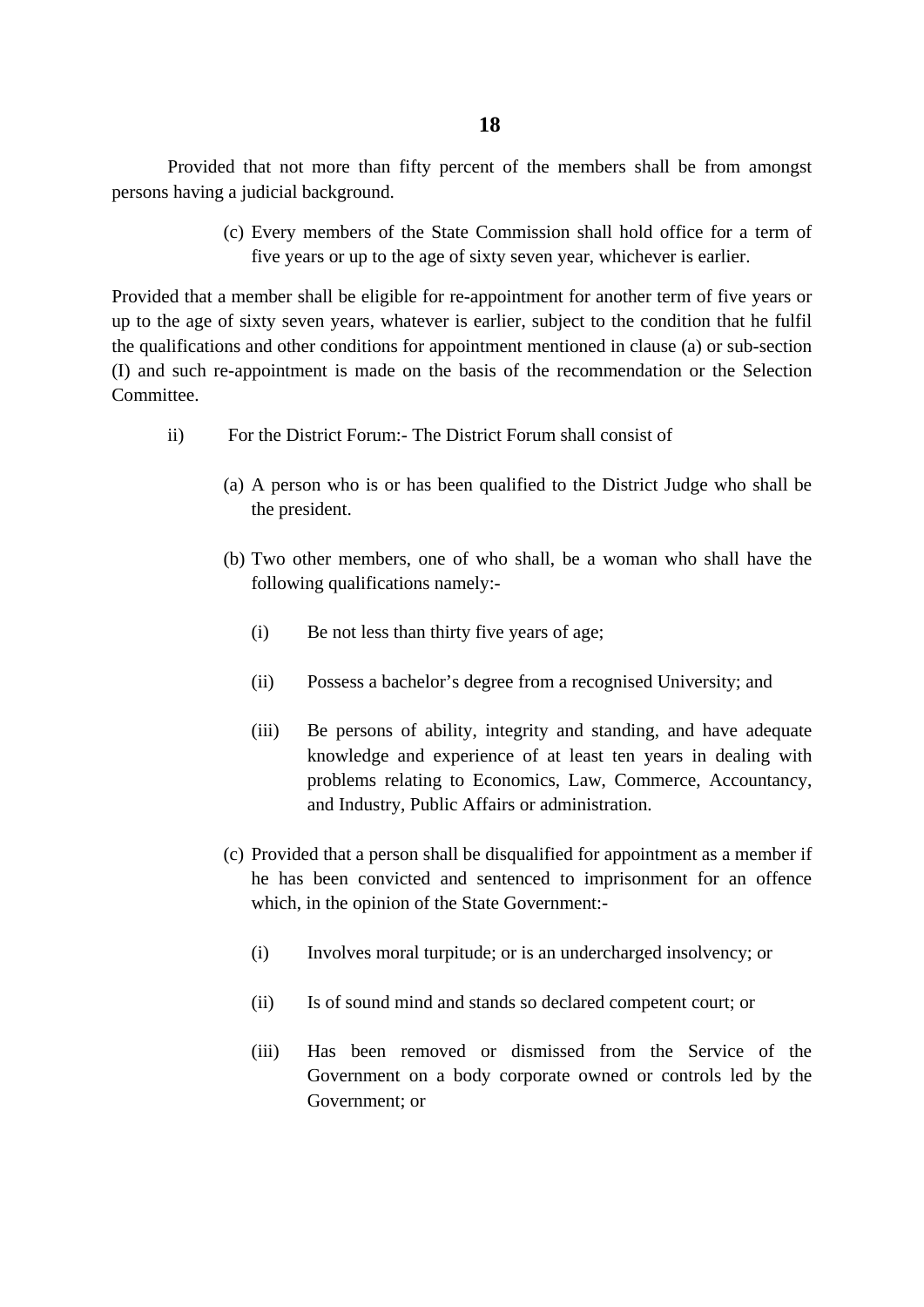Provided that not more than fifty percent of the members shall be from amongst persons having a judicial background.

(c) Every members of the State Commission shall hold office for a term of five years or up to the age of sixty seven year, whichever is earlier.

Provided that a member shall be eligible for re-appointment for another term of five years or up to the age of sixty seven years, whatever is earlier, subject to the condition that he fulfil the qualifications and other conditions for appointment mentioned in clause (a) or sub-section (I) and such re-appointment is made on the basis of the recommendation or the Selection Committee.

ii) For the District Forum:- The District Forum shall consist of

(a) A person who is or has been qualified to the District Judge who shall be the president.

(b) Two other members, one of who shall, be a woman who shall have the following qualifications namely:-

(i) Be not less than thirty five years of age;

(ii) Possess a bachelor's degree from a recognised University; and

(iii) Be persons of ability, integrity and standing, and have adequate knowledge and experience of at least ten years in dealing with problems relating to Economics, Law, Commerce, Accountancy, and Industry, Public Affairs or administration.

(c) Provided that a person shall be disqualified for appointment as a member if he has been convicted and sentenced to imprisonment for an offence which, in the opinion of the State Government:-

(i) Involves moral turpitude; or is an undercharged insolvency; or

(ii) Is of sound mind and stands so declared competent court; or

(iii) Has been removed or dismissed from the Service of the Government on a body corporate owned or controls led by the Government; or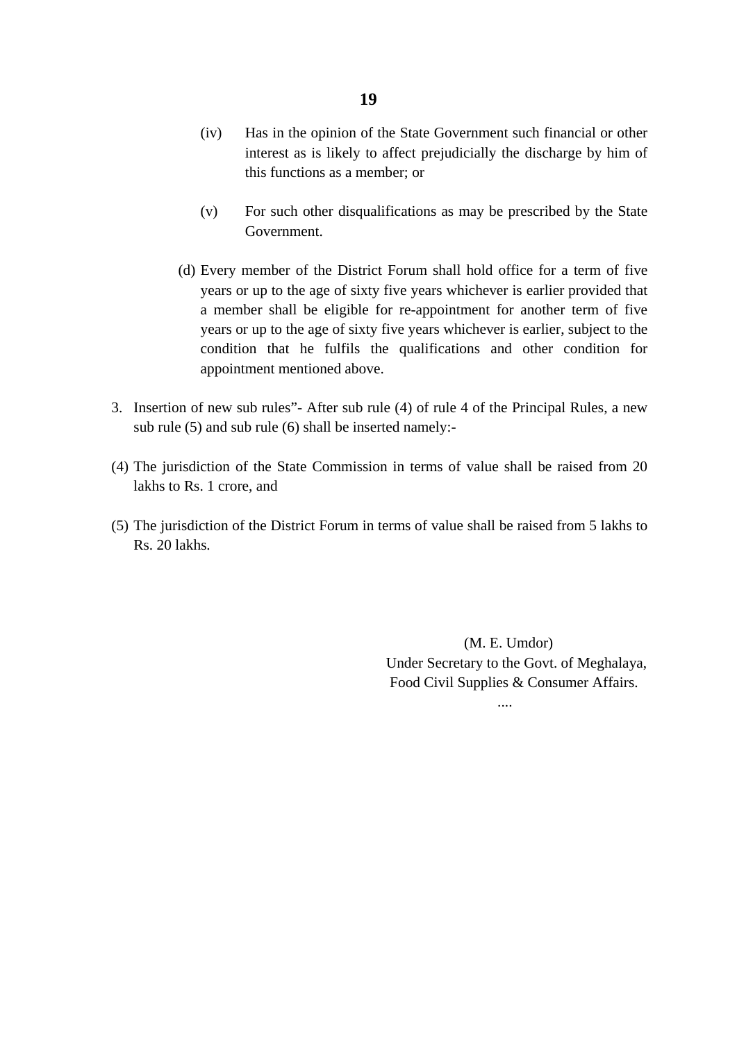(iv) Has in the opinion of the State Government such financial or other interest as is likely to affect prejudicially the discharge by him of this functions as a member; or

(v) For such other disqualifications as may be prescribed by the State Government.

(d) Every member of the District Forum shall hold office for a term of five years or up to the age of sixty five years whichever is earlier provided that a member shall be eligible for re-appointment for another term of five years or up to the age of sixty five years whichever is earlier, subject to the condition that he fulfils the qualifications and other condition for appointment mentioned above.

3. Insertion of new sub rules"- After sub rule (4) of rule 4 of the Principal Rules, a new sub rule (5) and sub rule (6) shall be inserted namely:-

(4) The jurisdiction of the State Commission in terms of value shall be raised from 20 lakhs to Rs. 1 crore, and

(5) The jurisdiction of the District Forum in terms of value shall be raised from 5 lakhs to Rs. 20 lakhs.

(M. E. Umdor)
Under Secretary to the Govt. of Meghalaya,
Food Civil Supplies & Consumer Affairs.

....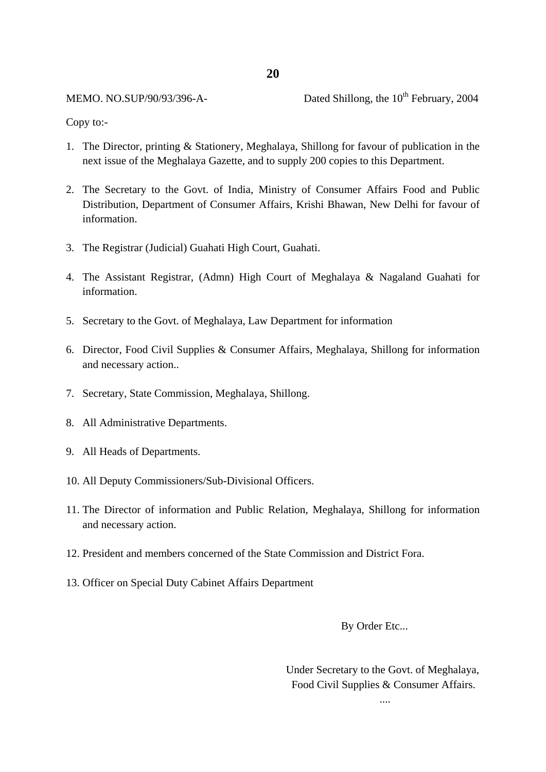MEMO. NO.SUP/90/93/396-A- Dated Shillong, the 10th February, 2004

Copy to:-

1. The Director, printing & Stationery, Meghalaya, Shillong for favour of publication in the next issue of the Meghalaya Gazette, and to supply 200 copies to this Department.

2. The Secretary to the Govt. of India, Ministry of Consumer Affairs Food and Public Distribution, Department of Consumer Affairs, Krishi Bhawan, New Delhi for favour of information.

3. The Registrar (Judicial) Guahati High Court, Guahati.

4. The Assistant Registrar, (Admn) High Court of Meghalaya & Nagaland Guahati for information.

5. Secretary to the Govt. of Meghalaya, Law Department for information

6. Director, Food Civil Supplies & Consumer Affairs, Meghalaya, Shillong for information and necessary action..

7. Secretary, State Commission, Meghalaya, Shillong.

8. All Administrative Departments.

9. All Heads of Departments.

10. All Deputy Commissioners/Sub-Divisional Officers.

11. The Director of information and Public Relation, Meghalaya, Shillong for information and necessary action.

12. President and members concerned of the State Commission and District Fora.

13. Officer on Special Duty Cabinet Affairs Department

By Order Etc...

Under Secretary to the Govt. of Meghalaya,
Food Civil Supplies & Consumer Affairs.

....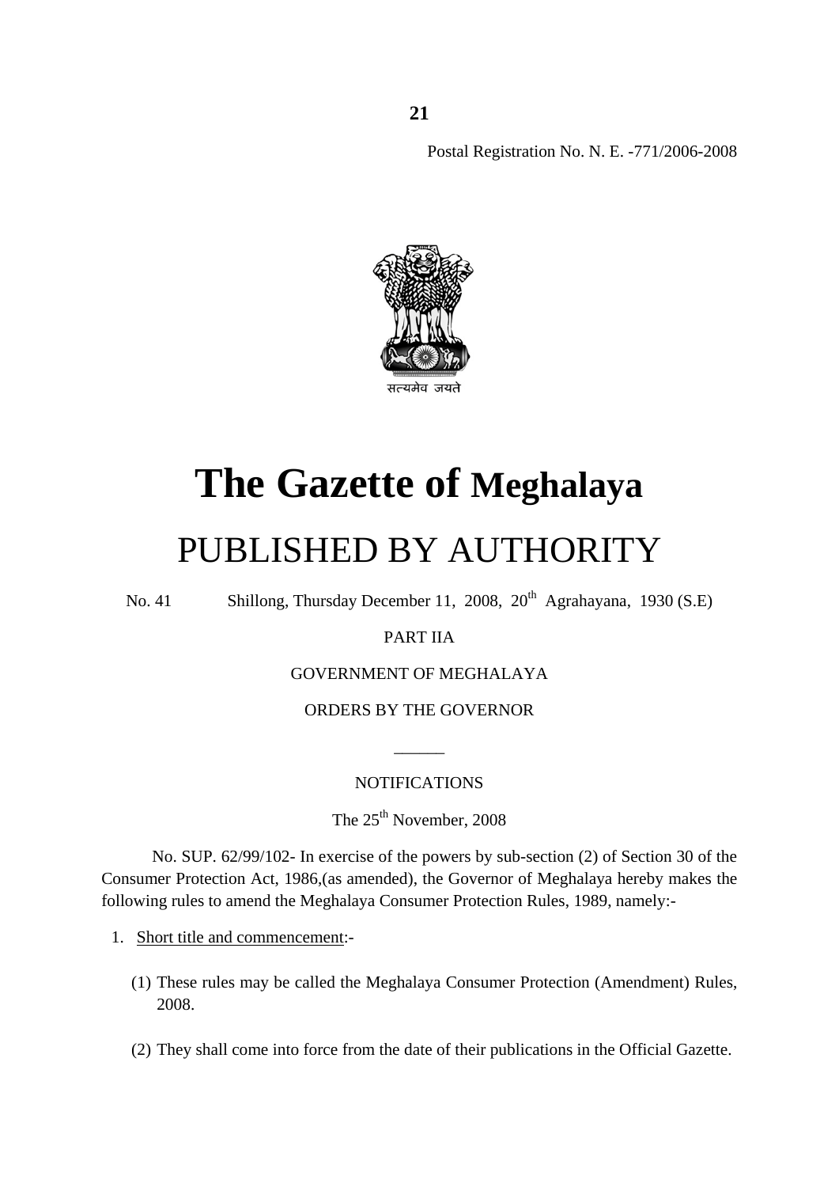Postal Registration No. N. E. -771/2006-2008

सत्यमेव जयते

# The Gazette of Meghalaya

## PUBLISHED BY AUTHORITY

No. 41 Shillong, Thursday December 11, 2008, 20th Agrahayana, 1930 (S.E)

PART IIA

GOVERNMENT OF MEGHALAYA

ORDERS BY THE GOVERNOR

---

NOTIFICATIONS

The 25th November, 2008

No. SUP. 62/99/102- In exercise of the powers by sub-section (2) of Section 30 of the Consumer Protection Act, 1986,(as amended), the Governor of Meghalaya hereby makes the following rules to amend the Meghalaya Consumer Protection Rules, 1989, namely:-

1. Short title and commencement:-

   (1) These rules may be called the Meghalaya Consumer Protection (Amendment) Rules, 2008.

   (2) They shall come into force from the date of their publications in the Official Gazette.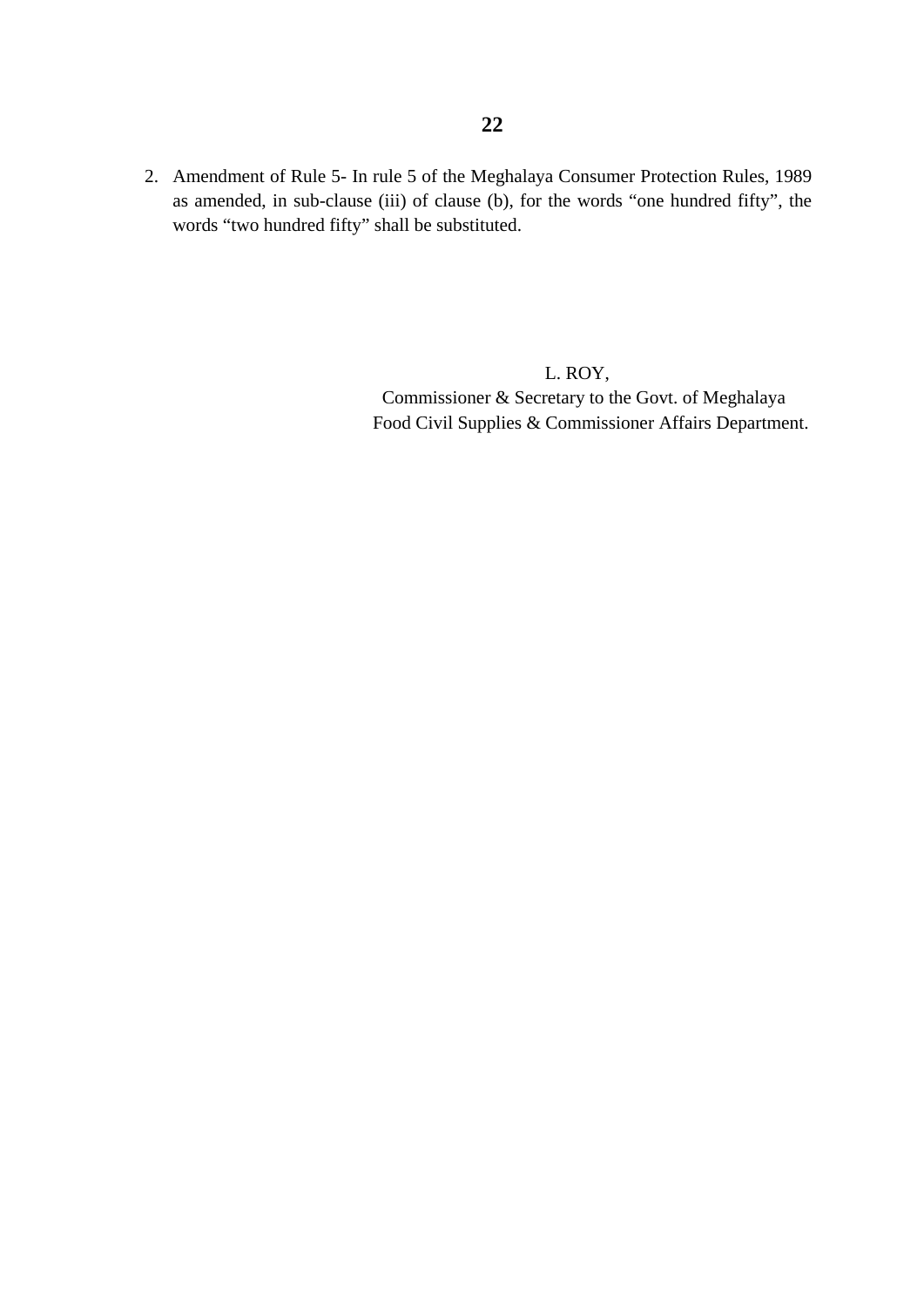2. Amendment of Rule 5- In rule 5 of the Meghalaya Consumer Protection Rules, 1989 as amended, in sub-clause (iii) of clause (b), for the words “one hundred fifty”, the words “two hundred fifty” shall be substituted.

L. ROY,
Commissioner & Secretary to the Govt. of Meghalaya
Food Civil Supplies & Commissioner Affairs Department.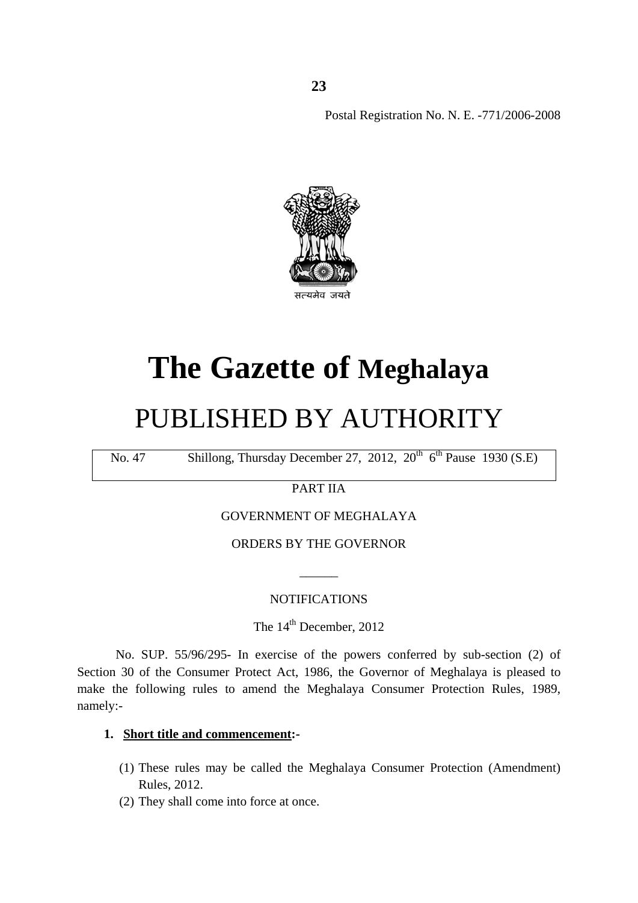Postal Registration No. N. E. -771/2006-2008

सत्यमेव जयते

# The Gazette of Meghalaya

# PUBLISHED BY AUTHORITY

No. 47 Shillong, Thursday December 27, 2012, 20th 6th Pause 1930 (S.E)

PART IIA

GOVERNMENT OF MEGHALAYA

ORDERS BY THE GOVERNOR

———

NOTIFICATIONS

The 14th December, 2012

No. SUP. 55/96/295- In exercise of the powers conferred by sub-section (2) of Section 30 of the Consumer Protect Act, 1986, the Governor of Meghalaya is pleased to make the following rules to amend the Meghalaya Consumer Protection Rules, 1989, namely:-

1. **Short title and commencement:-**

    (1) These rules may be called the Meghalaya Consumer Protection (Amendment) Rules, 2012.
    
    (2) They shall come into force at once.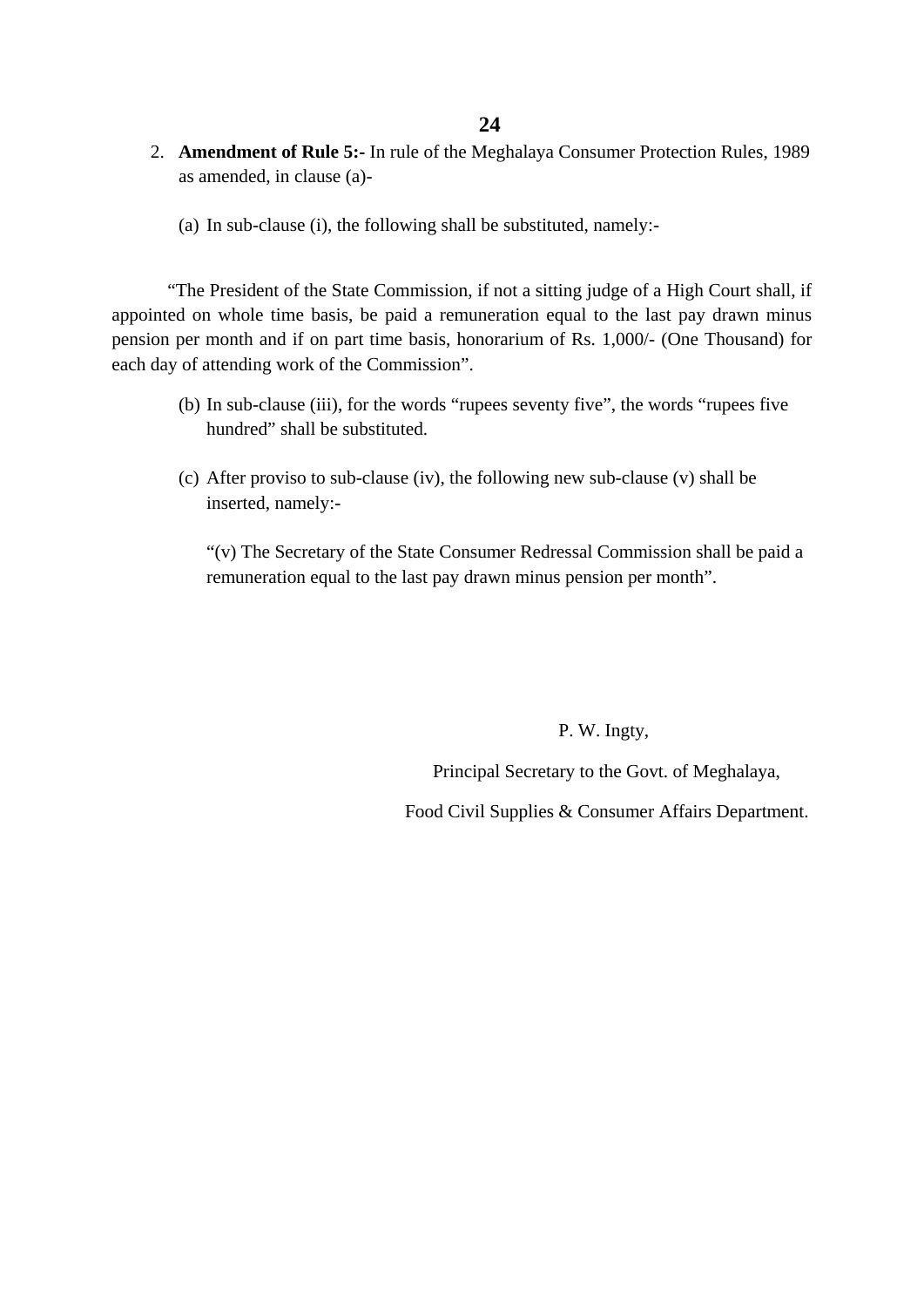2. **Amendment of Rule 5:-** In rule of the Meghalaya Consumer Protection Rules, 1989 as amended, in clause (a)-

   (a) In sub-clause (i), the following shall be substituted, namely:-

"The President of the State Commission, if not a sitting judge of a High Court shall, if appointed on whole time basis, be paid a remuneration equal to the last pay drawn minus pension per month and if on part time basis, honorarium of Rs. 1,000/- (One Thousand) for each day of attending work of the Commission".

   (b) In sub-clause (iii), for the words "rupees seventy five", the words "rupees five hundred" shall be substituted.

   (c) After proviso to sub-clause (iv), the following new sub-clause (v) shall be inserted, namely:-

   "(v) The Secretary of the State Consumer Redressal Commission shall be paid a remuneration equal to the last pay drawn minus pension per month".

P. W. Ingty,

Principal Secretary to the Govt. of Meghalaya,

Food Civil Supplies & Consumer Affairs Department.